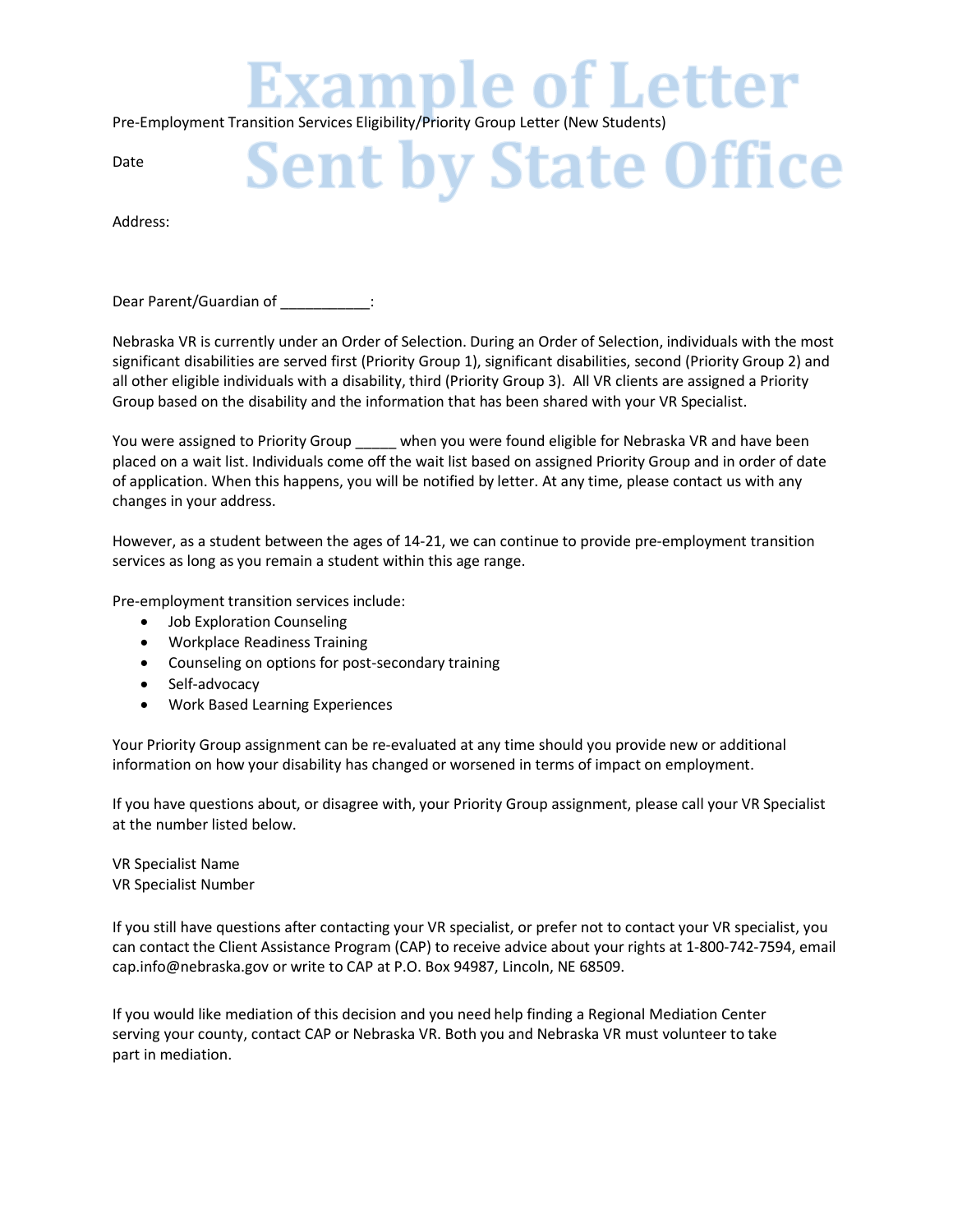Example of Letter Sent by State Office

Pre-Employment Transition Services Eligibility/Priority Group Letter (New Students)

Date

Address:

Dear Parent/Guardian of ___________:

Nebraska VR is currently under an Order of Selection. During an Order of Selection, individuals with the most significant disabilities are served first (Priority Group 1), significant disabilities, second (Priority Group 2) and all other eligible individuals with a disability, third (Priority Group 3). All VR clients are assigned a Priority Group based on the disability and the information that has been shared with your VR Specialist.

You were assigned to Priority Group _____ when you were found eligible for Nebraska VR and have been placed on a wait list. Individuals come off the wait list based on assigned Priority Group and in order of date of application. When this happens, you will be notified by letter. At any time, please contact us with any changes in your address.

However, as a student between the ages of 14-21, we can continue to provide pre-employment transition services as long as you remain a student within this age range.

Pre-employment transition services include:

- Job Exploration Counseling
- Workplace Readiness Training
- Counseling on options for post-secondary training
- Self-advocacy
- Work Based Learning Experiences

Your Priority Group assignment can be re-evaluated at any time should you provide new or additional information on how your disability has changed or worsened in terms of impact on employment.

If you have questions about, or disagree with, your Priority Group assignment, please call your VR Specialist at the number listed below.

VR Specialist Name
VR Specialist Number

If you still have questions after contacting your VR specialist, or prefer not to contact your VR specialist, you can contact the Client Assistance Program (CAP) to receive advice about your rights at 1-800-742-7594, email cap.info@nebraska.gov or write to CAP at P.O. Box 94987, Lincoln, NE 68509.

If you would like mediation of this decision and you need help finding a Regional Mediation Center serving your county, contact CAP or Nebraska VR. Both you and Nebraska VR must volunteer to take part in mediation.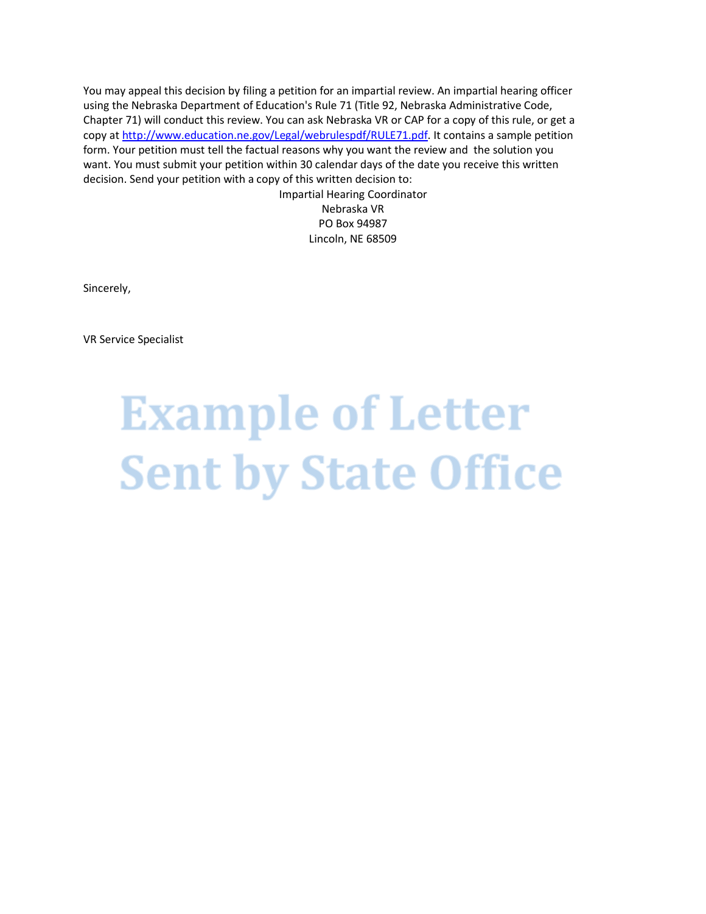You may appeal this decision by filing a petition for an impartial review. An impartial hearing officer using the Nebraska Department of Education's Rule 71 (Title 92, Nebraska Administrative Code, Chapter 71) will conduct this review. You can ask Nebraska VR or CAP for a copy of this rule, or get a copy at [http://www.education.ne.gov/Legal/webrulespdf/RULE71.pdf](http://www.education.ne.gov/Legal/webrulespdf/RULE71.pdf). It contains a sample petition form. Your petition must tell the factual reasons why you want the review and the solution you want. You must submit your petition within 30 calendar days of the date you receive this written decision. Send your petition with a copy of this written decision to:

Impartial Hearing Coordinator
Nebraska VR
PO Box 94987
Lincoln, NE 68509

Sincerely,

VR Service Specialist

Example of Letter Sent by State Office